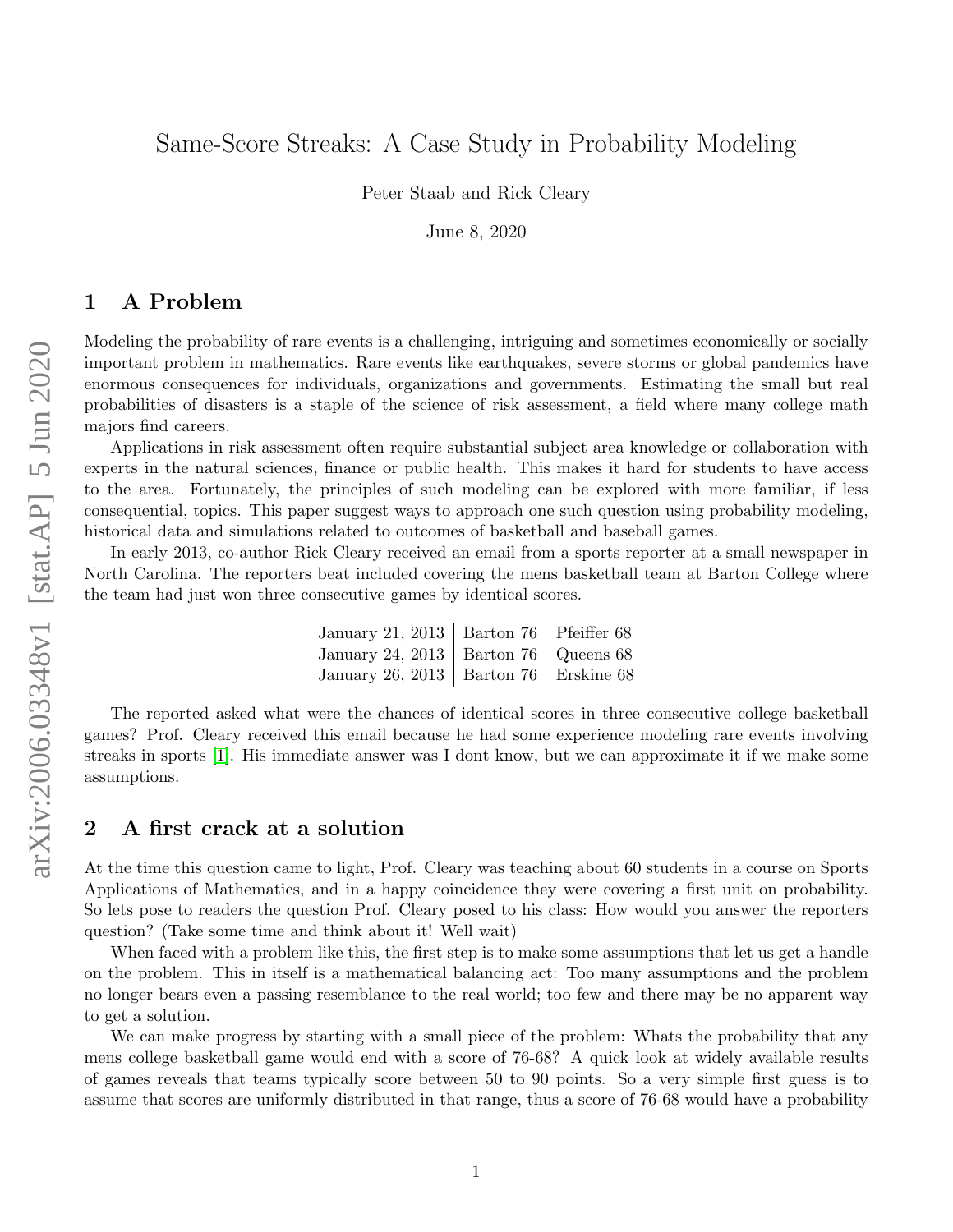# Same-Score Streaks: A Case Study in Probability Modeling

Peter Staab and Rick Cleary

June 8, 2020

## 1 A Problem

Modeling the probability of rare events is a challenging, intriguing and sometimes economically or socially important problem in mathematics. Rare events like earthquakes, severe storms or global pandemics have enormous consequences for individuals, organizations and governments. Estimating the small but real probabilities of disasters is a staple of the science of risk assessment, a field where many college math majors find careers.

Applications in risk assessment often require substantial subject area knowledge or collaboration with experts in the natural sciences, finance or public health. This makes it hard for students to have access to the area. Fortunately, the principles of such modeling can be explored with more familiar, if less consequential, topics. This paper suggest ways to approach one such question using probability modeling, historical data and simulations related to outcomes of basketball and baseball games.

In early 2013, co-author Rick Cleary received an email from a sports reporter at a small newspaper in North Carolina. The reporters beat included covering the mens basketball team at Barton College where the team had just won three consecutive games by identical scores.

| Date | | |
|---|---|---|
| January 21, 2013 | Barton 76 | Pfeiffer 68 |
| January 24, 2013 | Barton 76 | Queens 68 |
| January 26, 2013 | Barton 76 | Erskine 68 |

The reported asked what were the chances of identical scores in three consecutive college basketball games? Prof. Cleary received this email because he had some experience modeling rare events involving streaks in sports [1]. His immediate answer was I dont know, but we can approximate it if we make some assumptions.

## 2 A first crack at a solution

At the time this question came to light, Prof. Cleary was teaching about 60 students in a course on Sports Applications of Mathematics, and in a happy coincidence they were covering a first unit on probability. So lets pose to readers the question Prof. Cleary posed to his class: How would you answer the reporters question? (Take some time and think about it! Well wait)

When faced with a problem like this, the first step is to make some assumptions that let us get a handle on the problem. This in itself is a mathematical balancing act: Too many assumptions and the problem no longer bears even a passing resemblance to the real world; too few and there may be no apparent way to get a solution.

We can make progress by starting with a small piece of the problem: Whats the probability that any mens college basketball game would end with a score of 76-68? A quick look at widely available results of games reveals that teams typically score between 50 to 90 points. So a very simple first guess is to assume that scores are uniformly distributed in that range, thus a score of 76-68 would have a probability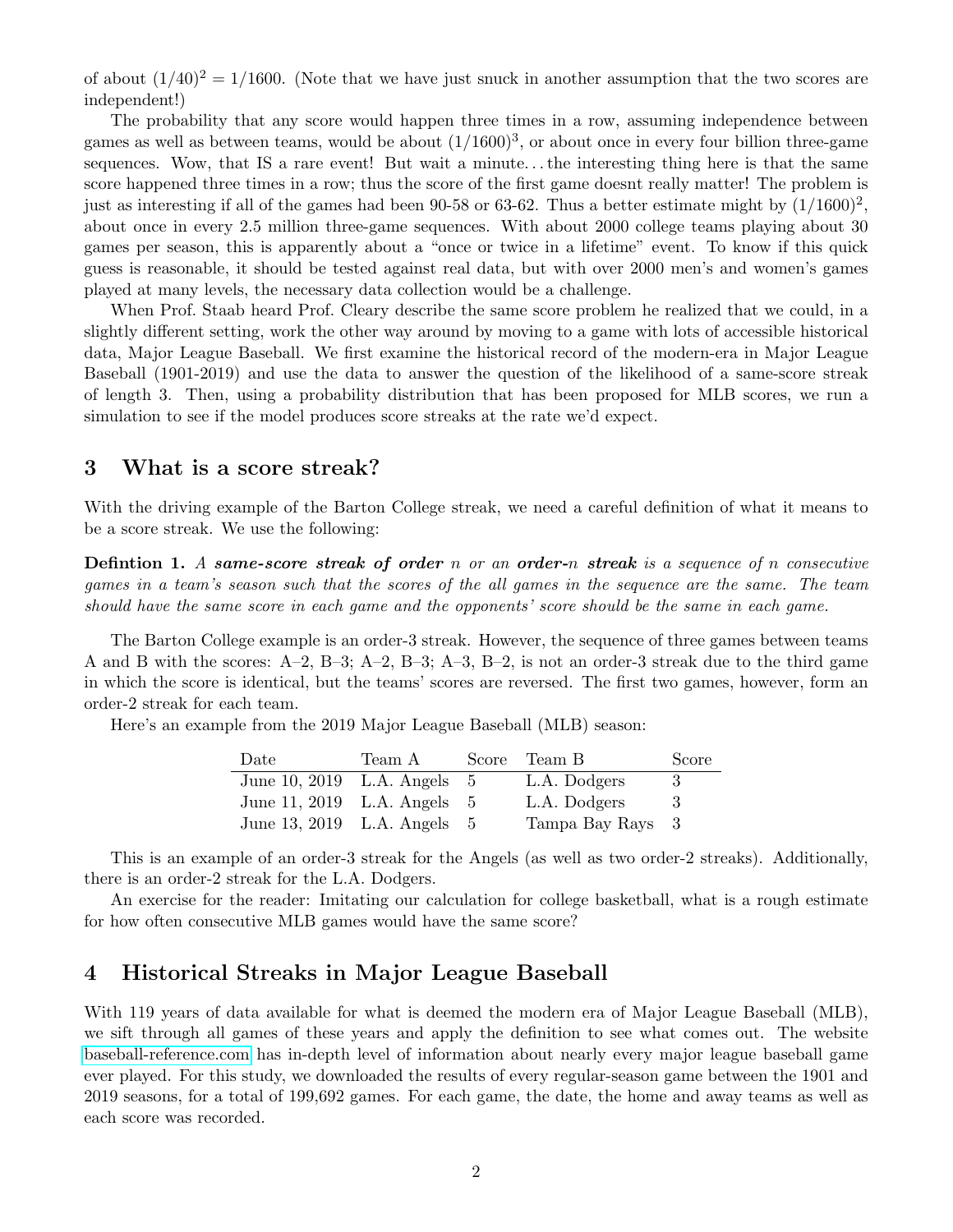of about $(1/40)^2 = 1/1600$. (Note that we have just snuck in another assumption that the two scores are independent!)

The probability that any score would happen three times in a row, assuming independence between games as well as between teams, would be about $(1/1600)^3$, or about once in every four billion three-game sequences. Wow, that IS a rare event! But wait a minute…the interesting thing here is that the same score happened three times in a row; thus the score of the first game doesnt really matter! The problem is just as interesting if all of the games had been 90-58 or 63-62. Thus a better estimate might by $(1/1600)^2$, about once in every 2.5 million three-game sequences. With about 2000 college teams playing about 30 games per season, this is apparently about a "once or twice in a lifetime" event. To know if this quick guess is reasonable, it should be tested against real data, but with over 2000 men's and women's games played at many levels, the necessary data collection would be a challenge.

When Prof. Staab heard Prof. Cleary describe the same score problem he realized that we could, in a slightly different setting, work the other way around by moving to a game with lots of accessible historical data, Major League Baseball. We first examine the historical record of the modern-era in Major League Baseball (1901-2019) and use the data to answer the question of the likelihood of a same-score streak of length 3. Then, using a probability distribution that has been proposed for MLB scores, we run a simulation to see if the model produces score streaks at the rate we'd expect.

## 3 What is a score streak?

With the driving example of the Barton College streak, we need a careful definition of what it means to be a score streak. We use the following:

**Defintion 1.** *A **same-score streak of order** $n$ or an **order-$n$ streak** is a sequence of $n$ consecutive games in a team's season such that the scores of the all games in the sequence are the same. The team should have the same score in each game and the opponents' score should be the same in each game.*

The Barton College example is an order-3 streak. However, the sequence of three games between teams A and B with the scores: A–2, B–3; A–2, B–3; A–3, B–2, is not an order-3 streak due to the third game in which the score is identical, but the teams' scores are reversed. The first two games, however, form an order-2 streak for each team.

Here's an example from the 2019 Major League Baseball (MLB) season:

| Date | Team A | Score | Team B | Score |
|---|---|---|---|---|
| June 10, 2019 | L.A. Angels | 5 | L.A. Dodgers | 3 |
| June 11, 2019 | L.A. Angels | 5 | L.A. Dodgers | 3 |
| June 13, 2019 | L.A. Angels | 5 | Tampa Bay Rays | 3 |

This is an example of an order-3 streak for the Angels (as well as two order-2 streaks). Additionally, there is an order-2 streak for the L.A. Dodgers.

An exercise for the reader: Imitating our calculation for college basketball, what is a rough estimate for how often consecutive MLB games would have the same score?

## 4 Historical Streaks in Major League Baseball

With 119 years of data available for what is deemed the modern era of Major League Baseball (MLB), we sift through all games of these years and apply the definition to see what comes out. The website baseball-reference.com has in-depth level of information about nearly every major league baseball game ever played. For this study, we downloaded the results of every regular-season game between the 1901 and 2019 seasons, for a total of 199,692 games. For each game, the date, the home and away teams as well as each score was recorded.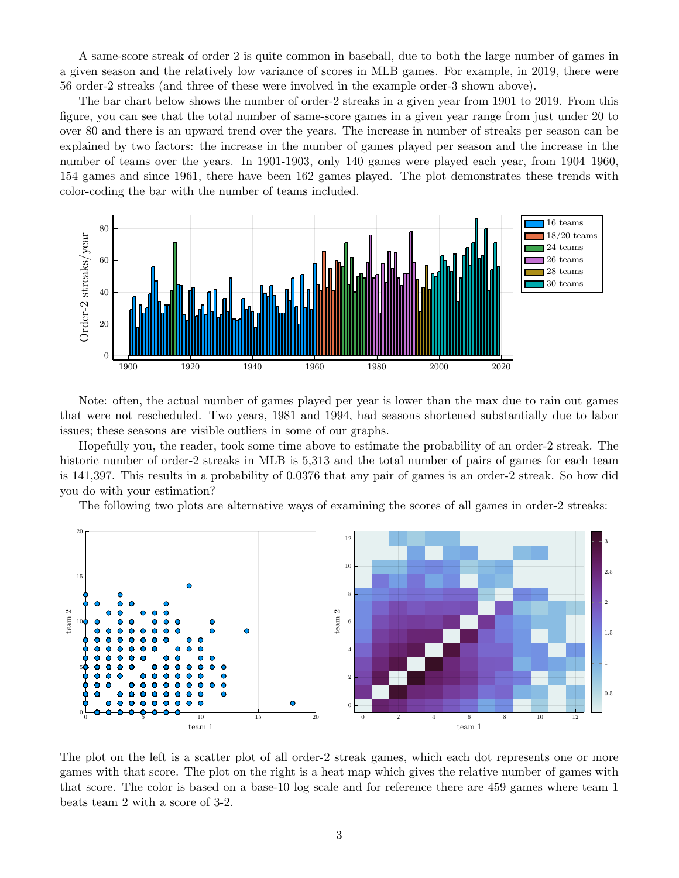A same-score streak of order 2 is quite common in baseball, due to both the large number of games in a given season and the relatively low variance of scores in MLB games. For example, in 2019, there were 56 order-2 streaks (and three of these were involved in the example order-3 shown above).

The bar chart below shows the number of order-2 streaks in a given year from 1901 to 2019. From this figure, you can see that the total number of same-score games in a given year range from just under 20 to over 80 and there is an upward trend over the years. The increase in number of streaks per season can be explained by two factors: the increase in the number of games played per season and the increase in the number of teams over the years. In 1901-1903, only 140 games were played each year, from 1904–1960, 154 games and since 1961, there have been 162 games played. The plot demonstrates these trends with color-coding the bar with the number of teams included.

Note: often, the actual number of games played per year is lower than the max due to rain out games that were not rescheduled. Two years, 1981 and 1994, had seasons shortened substantially due to labor issues; these seasons are visible outliers in some of our graphs.

Hopefully you, the reader, took some time above to estimate the probability of an order-2 streak. The historic number of order-2 streaks in MLB is 5,313 and the total number of pairs of games for each team is 141,397. This results in a probability of 0.0376 that any pair of games is an order-2 streak. So how did you do with your estimation?

The following two plots are alternative ways of examining the scores of all games in order-2 streaks:

The plot on the left is a scatter plot of all order-2 streak games, which each dot represents one or more games with that score. The plot on the right is a heat map which gives the relative number of games with that score. The color is based on a base-10 log scale and for reference there are 459 games where team 1 beats team 2 with a score of 3-2.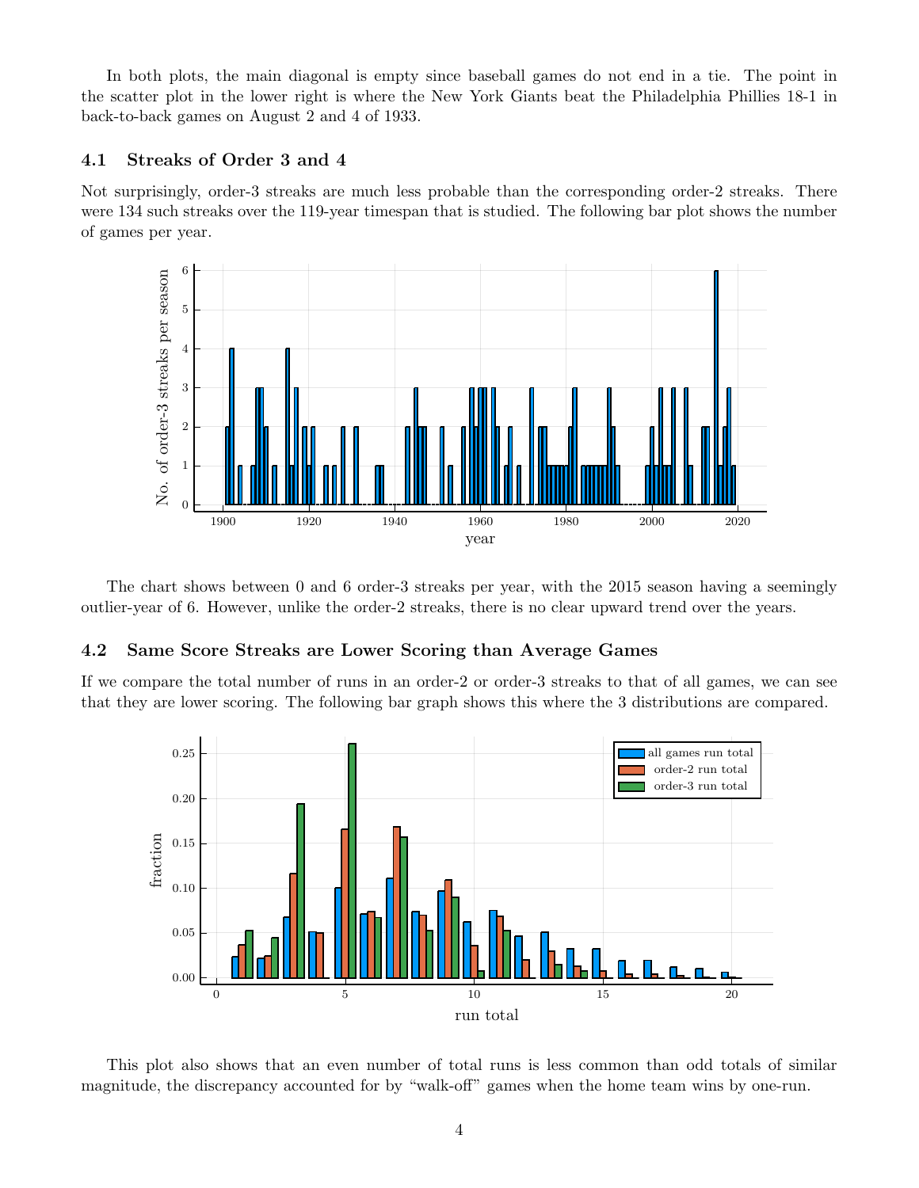In both plots, the main diagonal is empty since baseball games do not end in a tie. The point in the scatter plot in the lower right is where the New York Giants beat the Philadelphia Phillies 18-1 in back-to-back games on August 2 and 4 of 1933.

### 4.1 Streaks of Order 3 and 4

Not surprisingly, order-3 streaks are much less probable than the corresponding order-2 streaks. There were 134 such streaks over the 119-year timespan that is studied. The following bar plot shows the number of games per year.

The chart shows between 0 and 6 order-3 streaks per year, with the 2015 season having a seemingly outlier-year of 6. However, unlike the order-2 streaks, there is no clear upward trend over the years.

### 4.2 Same Score Streaks are Lower Scoring than Average Games

If we compare the total number of runs in an order-2 or order-3 streaks to that of all games, we can see that they are lower scoring. The following bar graph shows this where the 3 distributions are compared.

This plot also shows that an even number of total runs is less common than odd totals of similar magnitude, the discrepancy accounted for by "walk-off" games when the home team wins by one-run.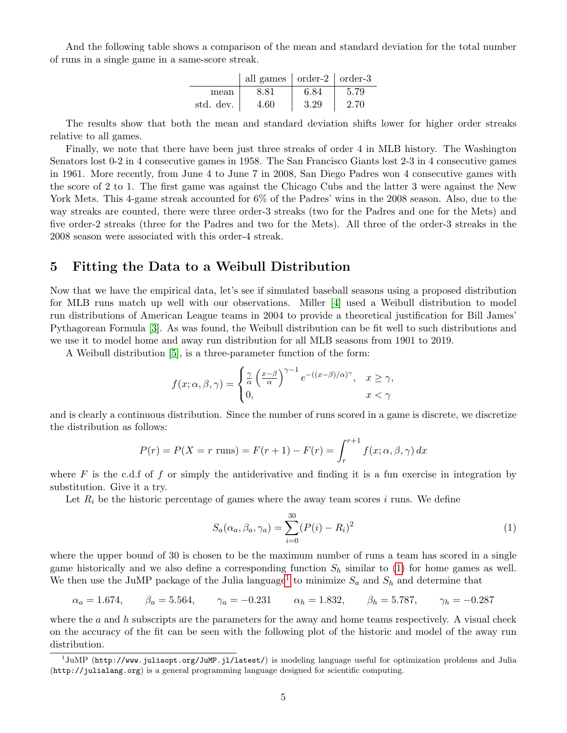And the following table shows a comparison of the mean and standard deviation for the total number of runs in a single game in a same-score streak.

| | all games | order-2 | order-3 |
|---|---|---|---|
| mean | 8.81 | 6.84 | 5.79 |
| std. dev. | 4.60 | 3.29 | 2.70 |

The results show that both the mean and standard deviation shifts lower for higher order streaks relative to all games.

Finally, we note that there have been just three streaks of order 4 in MLB history. The Washington Senators lost 0-2 in 4 consecutive games in 1958. The San Francisco Giants lost 2-3 in 4 consecutive games in 1961. More recently, from June 4 to June 7 in 2008, San Diego Padres won 4 consecutive games with the score of 2 to 1. The first game was against the Chicago Cubs and the latter 3 were against the New York Mets. This 4-game streak accounted for 6% of the Padres' wins in the 2008 season. Also, due to the way streaks are counted, there were three order-3 streaks (two for the Padres and one for the Mets) and five order-2 streaks (three for the Padres and two for the Mets). All three of the order-3 streaks in the 2008 season were associated with this order-4 streak.

## 5 Fitting the Data to a Weibull Distribution

Now that we have the empirical data, let's see if simulated baseball seasons using a proposed distribution for MLB runs match up well with our observations. Miller [4] used a Weibull distribution to model run distributions of American League teams in 2004 to provide a theoretical justification for Bill James' Pythagorean Formula [3]. As was found, the Weibull distribution can be fit well to such distributions and we use it to model home and away run distribution for all MLB seasons from 1901 to 2019.

A Weibull distribution [5], is a three-parameter function of the form:

$$f(x;\alpha,\beta,\gamma) = \begin{cases} \frac{\gamma}{\alpha}\left(\frac{x-\beta}{\alpha}\right)^{\gamma-1} e^{-((x-\beta)/\alpha)^{\gamma}}, & x \geq \gamma, \\ 0, & x < \gamma \end{cases}$$

and is clearly a continuous distribution. Since the number of runs scored in a game is discrete, we discretize the distribution as follows:

$$P(r) = P(X = r \text{ runs}) = F(r+1) - F(r) = \int_r^{r+1} f(x;\alpha,\beta,\gamma)\,dx$$

where $F$ is the c.d.f of $f$ or simply the antiderivative and finding it is a fun exercise in integration by substitution. Give it a try.

Let $R_i$ be the historic percentage of games where the away team scores $i$ runs. We define

$$S_a(\alpha_a,\beta_a,\gamma_a) = \sum_{i=0}^{30}(P(i) - R_i)^2 \tag{1}$$

where the upper bound of 30 is chosen to be the maximum number of runs a team has scored in a single game historically and we also define a corresponding function $S_h$ similar to (1) for home games as well. We then use the JuMP package of the Julia language[1] to minimize $S_a$ and $S_h$ and determine that

$$\alpha_a = 1.674, \qquad \beta_a = 5.564, \qquad \gamma_a = -0.231 \qquad \alpha_h = 1.832, \qquad \beta_h = 5.787, \qquad \gamma_h = -0.287$$

where the $a$ and $h$ subscripts are the parameters for the away and home teams respectively. A visual check on the accuracy of the fit can be seen with the following plot of the historic and model of the away run distribution.

[1] JuMP (http://www.juliaopt.org/JuMP.jl/latest/) is modeling language useful for optimization problems and Julia (http://julialang.org) is a general programming language designed for scientific computing.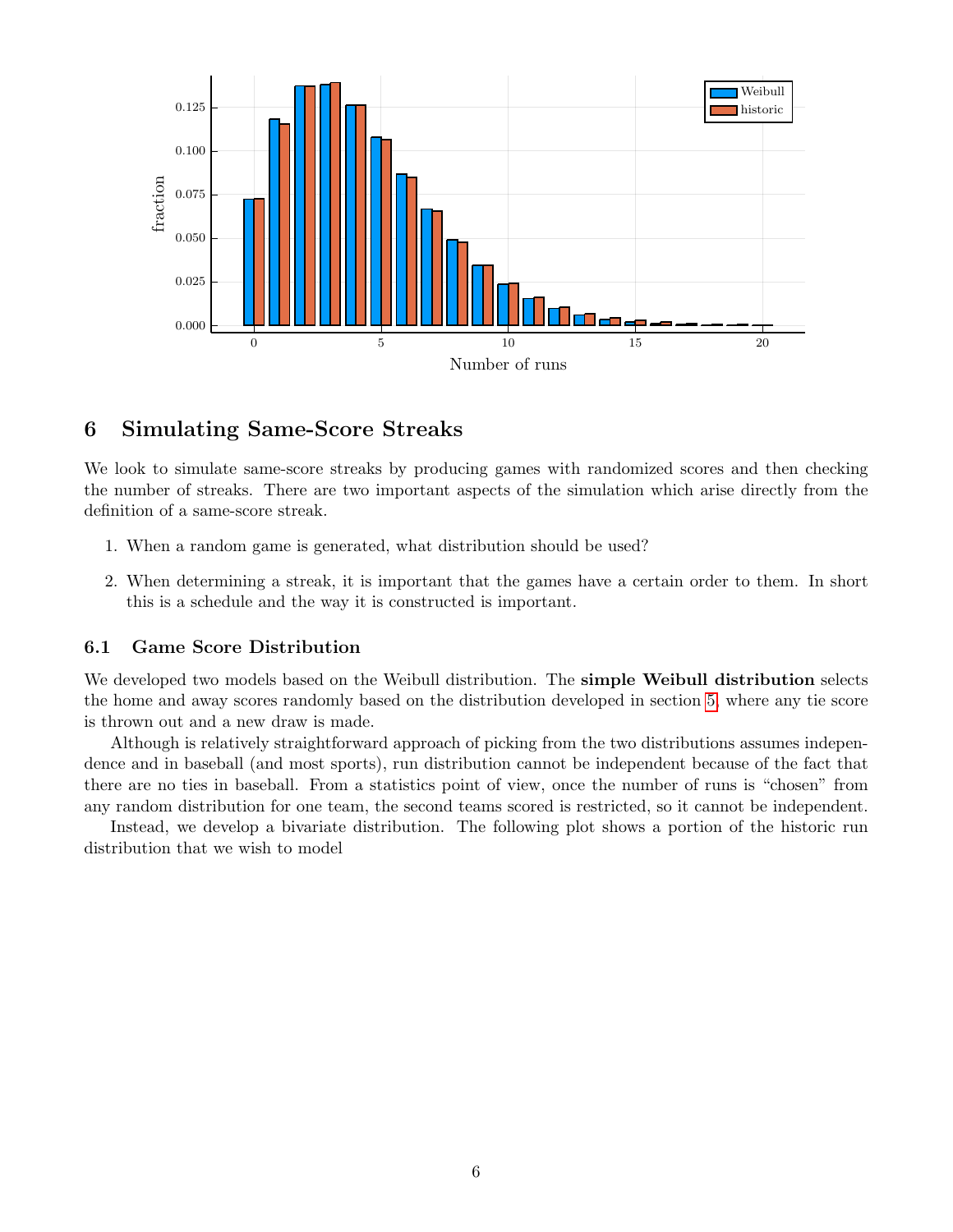## 6 Simulating Same-Score Streaks

We look to simulate same-score streaks by producing games with randomized scores and then checking the number of streaks. There are two important aspects of the simulation which arise directly from the definition of a same-score streak.

1. When a random game is generated, what distribution should be used?
2. When determining a streak, it is important that the games have a certain order to them. In short this is a schedule and the way it is constructed is important.

### 6.1 Game Score Distribution

We developed two models based on the Weibull distribution. The **simple Weibull distribution** selects the home and away scores randomly based on the distribution developed in section 5, where any tie score is thrown out and a new draw is made.

Although is relatively straightforward approach of picking from the two distributions assumes independence and in baseball (and most sports), run distribution cannot be independent because of the fact that there are no ties in baseball. From a statistics point of view, once the number of runs is "chosen" from any random distribution for one team, the second teams scored is restricted, so it cannot be independent.

Instead, we develop a bivariate distribution. The following plot shows a portion of the historic run distribution that we wish to model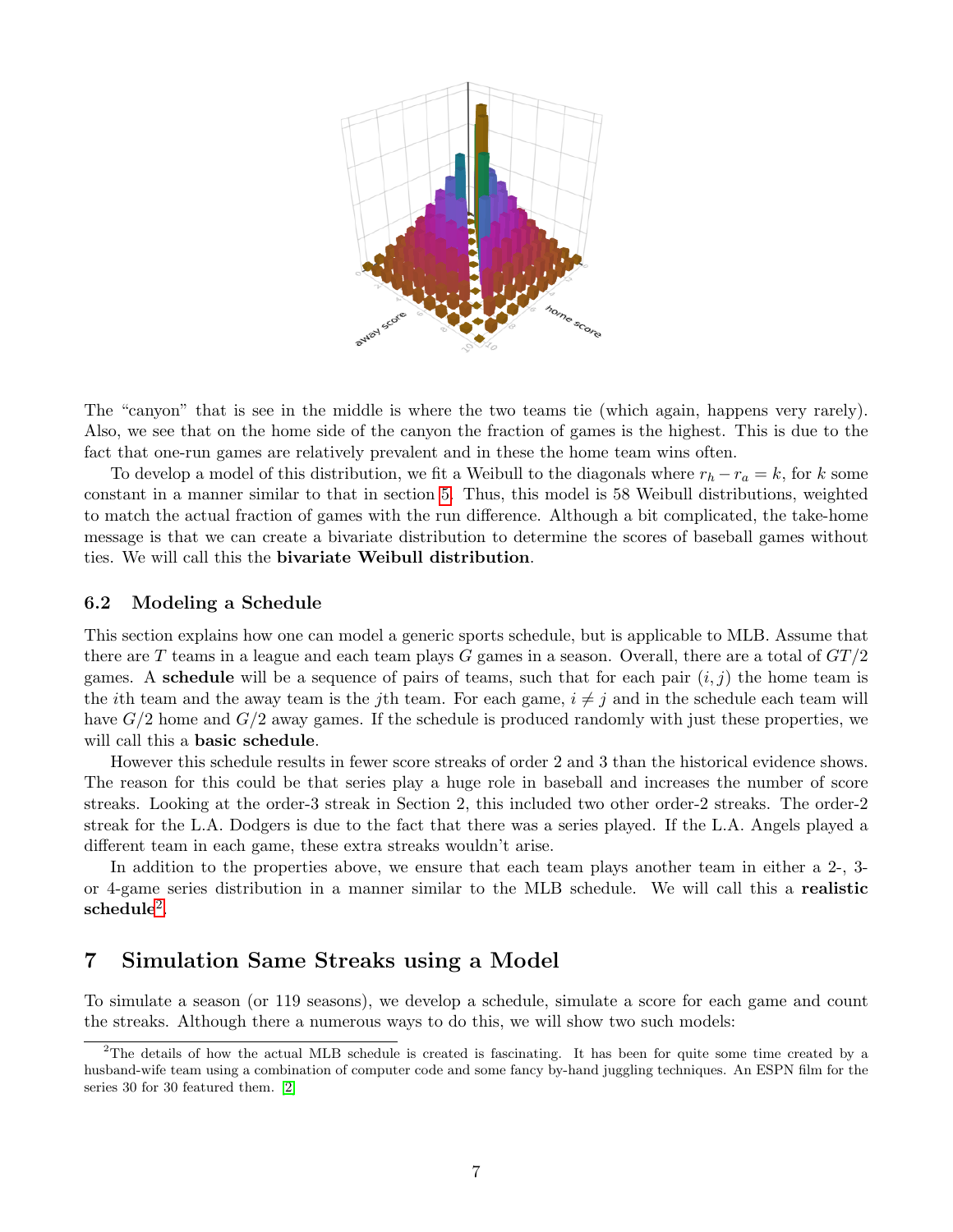The "canyon" that is see in the middle is where the two teams tie (which again, happens very rarely). Also, we see that on the home side of the canyon the fraction of games is the highest. This is due to the fact that one-run games are relatively prevalent and in these the home team wins often.

To develop a model of this distribution, we fit a Weibull to the diagonals where $r_h - r_a = k$, for $k$ some constant in a manner similar to that in section 5. Thus, this model is 58 Weibull distributions, weighted to match the actual fraction of games with the run difference. Although a bit complicated, the take-home message is that we can create a bivariate distribution to determine the scores of baseball games without ties. We will call this the **bivariate Weibull distribution**.

### 6.2 Modeling a Schedule

This section explains how one can model a generic sports schedule, but is applicable to MLB. Assume that there are $T$ teams in a league and each team plays $G$ games in a season. Overall, there are a total of $GT/2$ games. A **schedule** will be a sequence of pairs of teams, such that for each pair $(i, j)$ the home team is the $i$th team and the away team is the $j$th team. For each game, $i \neq j$ and in the schedule each team will have $G/2$ home and $G/2$ away games. If the schedule is produced randomly with just these properties, we will call this a **basic schedule**.

However this schedule results in fewer score streaks of order 2 and 3 than the historical evidence shows. The reason for this could be that series play a huge role in baseball and increases the number of score streaks. Looking at the order-3 streak in Section 2, this included two other order-2 streaks. The order-2 streak for the L.A. Dodgers is due to the fact that there was a series played. If the L.A. Angels played a different team in each game, these extra streaks wouldn't arise.

In addition to the properties above, we ensure that each team plays another team in either a 2-, 3- or 4-game series distribution in a manner similar to the MLB schedule. We will call this a **realistic schedule**[2].

## 7 Simulation Same Streaks using a Model

To simulate a season (or 119 seasons), we develop a schedule, simulate a score for each game and count the streaks. Although there a numerous ways to do this, we will show two such models:

[2]The details of how the actual MLB schedule is created is fascinating. It has been for quite some time created by a husband-wife team using a combination of computer code and some fancy by-hand juggling techniques. An ESPN film for the series 30 for 30 featured them. [2]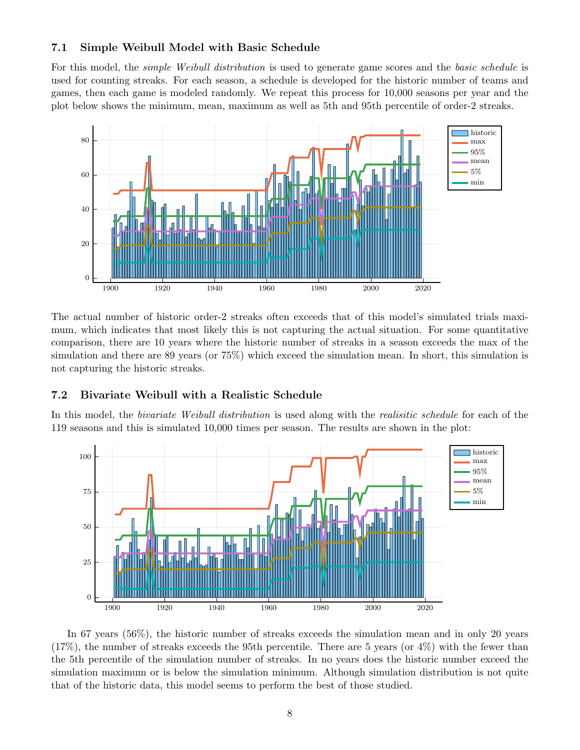### 7.1 Simple Weibull Model with Basic Schedule

For this model, the *simple Weibull distribution* is used to generate game scores and the *basic schedule* is used for counting streaks. For each season, a schedule is developed for the historic number of teams and games, then each game is modeled randomly. We repeat this process for 10,000 seasons per year and the plot below shows the minimum, mean, maximum as well as 5th and 95th percentile of order-2 streaks.

The actual number of historic order-2 streaks often exceeds that of this model's simulated trials maximum, which indicates that most likely this is not capturing the actual situation. For some quantitative comparison, there are 10 years where the historic number of streaks in a season exceeds the max of the simulation and there are 89 years (or 75%) which exceed the simulation mean. In short, this simulation is not capturing the historic streaks.

### 7.2 Bivariate Weibull with a Realistic Schedule

In this model, the *bivariate Weibull distribution* is used along with the *realisitic schedule* for each of the 119 seasons and this is simulated 10,000 times per season. The results are shown in the plot:

In 67 years (56%), the historic number of streaks exceeds the simulation mean and in only 20 years (17%), the number of streaks exceeds the 95th percentile. There are 5 years (or 4%) with the fewer than the 5th percentile of the simulation number of streaks. In no years does the historic number exceed the simulation maximum or is below the simulation minimum. Although simulation distribution is not quite that of the historic data, this model seems to perform the best of those studied.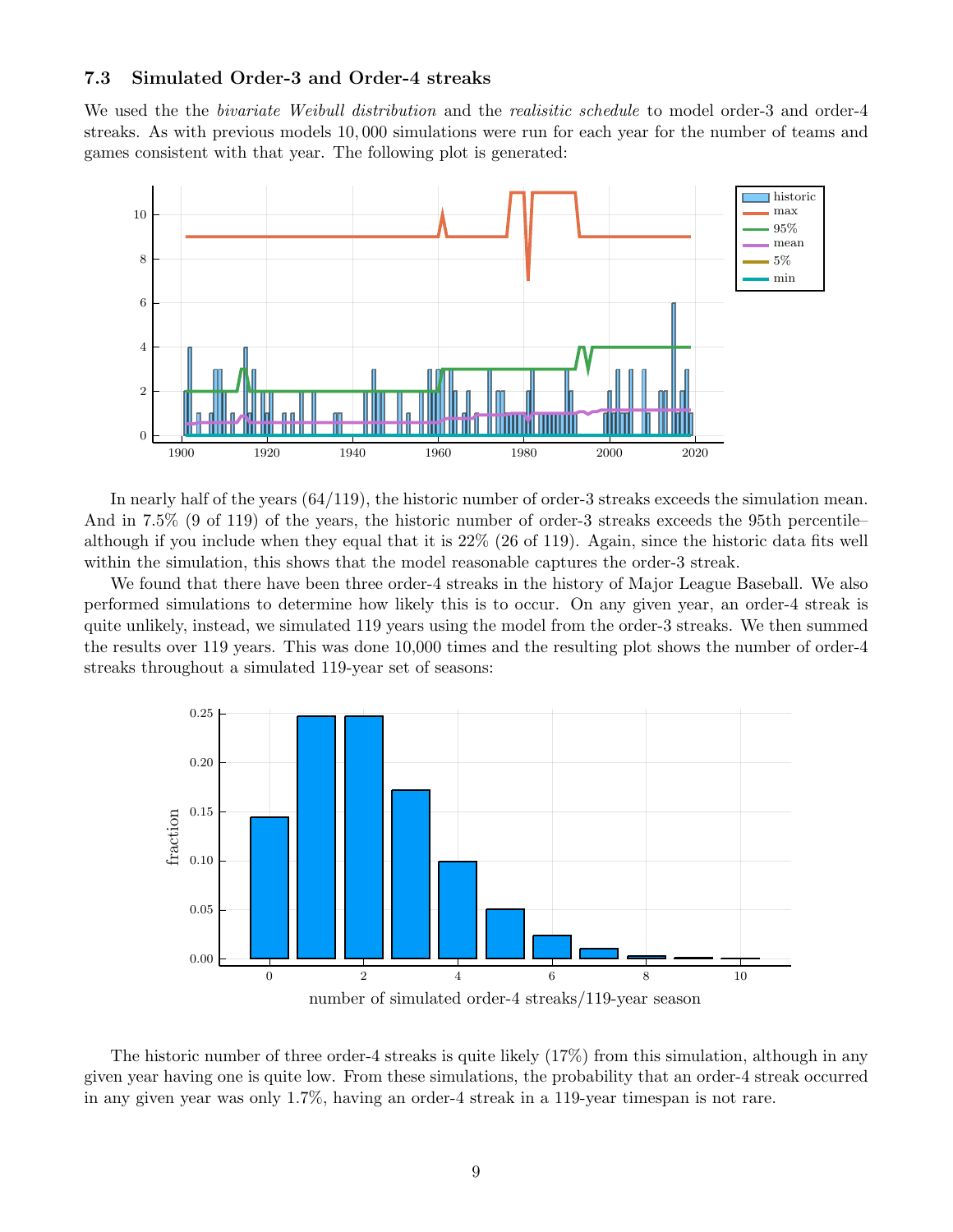### 7.3 Simulated Order-3 and Order-4 streaks

We used the the *bivariate Weibull distribution* and the *realisitic schedule* to model order-3 and order-4 streaks. As with previous models $10,000$ simulations were run for each year for the number of teams and games consistent with that year. The following plot is generated:

In nearly half of the years (64/119), the historic number of order-3 streaks exceeds the simulation mean. And in 7.5% (9 of 119) of the years, the historic number of order-3 streaks exceeds the 95th percentile–although if you include when they equal that it is 22% (26 of 119). Again, since the historic data fits well within the simulation, this shows that the model reasonable captures the order-3 streak.

We found that there have been three order-4 streaks in the history of Major League Baseball. We also performed simulations to determine how likely this is to occur. On any given year, an order-4 streak is quite unlikely, instead, we simulated 119 years using the model from the order-3 streaks. We then summed the results over 119 years. This was done 10,000 times and the resulting plot shows the number of order-4 streaks throughout a simulated 119-year set of seasons:

The historic number of three order-4 streaks is quite likely (17%) from this simulation, although in any given year having one is quite low. From these simulations, the probability that an order-4 streak occurred in any given year was only 1.7%, having an order-4 streak in a 119-year timespan is not rare.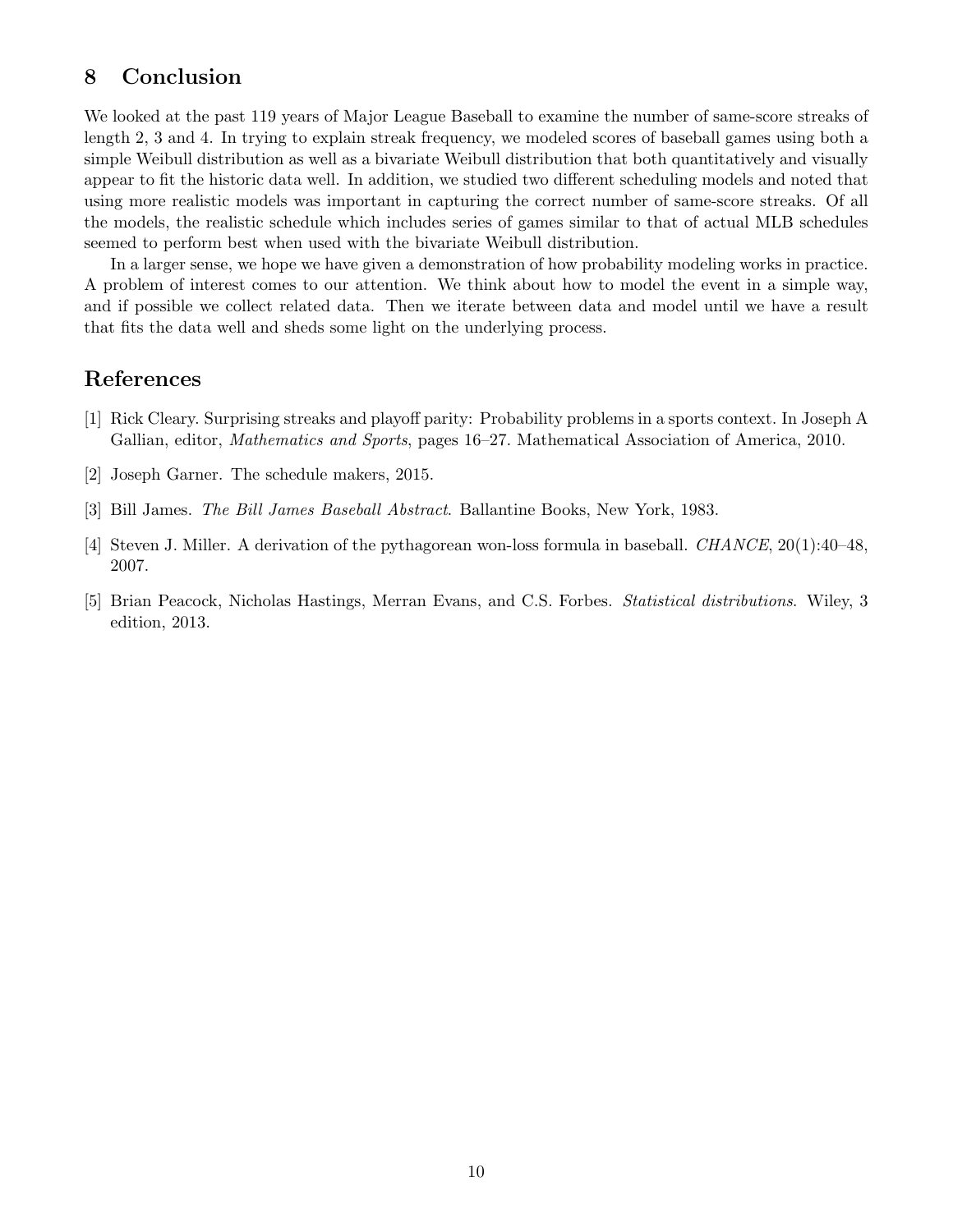## 8 Conclusion

We looked at the past 119 years of Major League Baseball to examine the number of same-score streaks of length 2, 3 and 4. In trying to explain streak frequency, we modeled scores of baseball games using both a simple Weibull distribution as well as a bivariate Weibull distribution that both quantitatively and visually appear to fit the historic data well. In addition, we studied two different scheduling models and noted that using more realistic models was important in capturing the correct number of same-score streaks. Of all the models, the realistic schedule which includes series of games similar to that of actual MLB schedules seemed to perform best when used with the bivariate Weibull distribution.

In a larger sense, we hope we have given a demonstration of how probability modeling works in practice. A problem of interest comes to our attention. We think about how to model the event in a simple way, and if possible we collect related data. Then we iterate between data and model until we have a result that fits the data well and sheds some light on the underlying process.

## References

[1] Rick Cleary. Surprising streaks and playoff parity: Probability problems in a sports context. In Joseph A Gallian, editor, *Mathematics and Sports*, pages 16–27. Mathematical Association of America, 2010.

[2] Joseph Garner. The schedule makers, 2015.

[3] Bill James. *The Bill James Baseball Abstract*. Ballantine Books, New York, 1983.

[4] Steven J. Miller. A derivation of the pythagorean won-loss formula in baseball. *CHANCE*, 20(1):40–48, 2007.

[5] Brian Peacock, Nicholas Hastings, Merran Evans, and C.S. Forbes. *Statistical distributions*. Wiley, 3 edition, 2013.